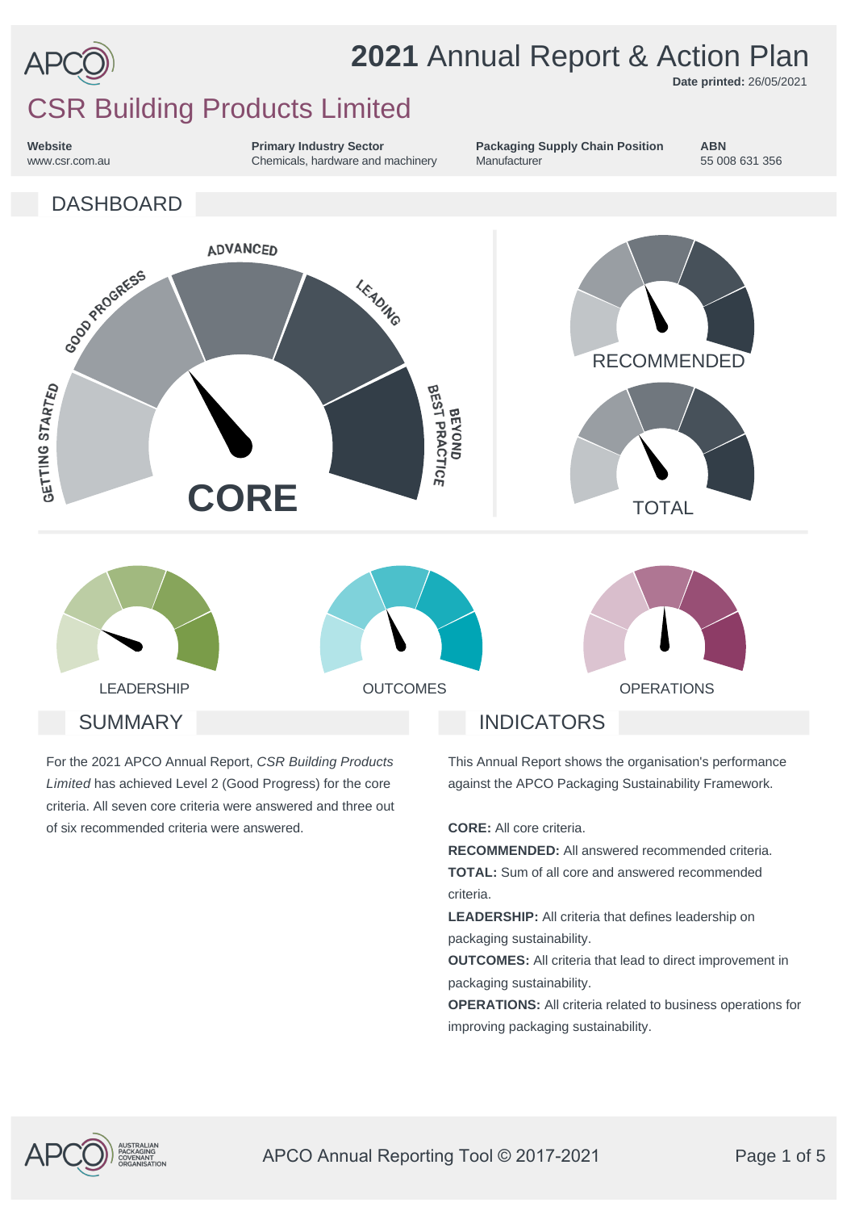# 2021 Annual Report & Action Plan

**Date printed:** 26/05/2021

## CSR Building Products Limited

| Website | Primary Industry Sector | Packaging Supply Chain Position | ABN |
|---|---|---|---|
| www.csr.com.au | Chemicals, hardware and machinery | Manufacturer | 55 008 631 356 |

## DASHBOARD

GETTING STARTED · GOOD PROGRESS · ADVANCED · LEADING · BEYOND BEST PRACTICE

**CORE**

RECOMMENDED

TOTAL

LEADERSHIP

OUTCOMES

OPERATIONS

## SUMMARY

For the 2021 APCO Annual Report, *CSR Building Products Limited* has achieved Level 2 (Good Progress) for the core criteria. All seven core criteria were answered and three out of six recommended criteria were answered.

## INDICATORS

This Annual Report shows the organisation's performance against the APCO Packaging Sustainability Framework.

**CORE:** All core criteria.

**RECOMMENDED:** All answered recommended criteria.

**TOTAL:** Sum of all core and answered recommended criteria.

**LEADERSHIP:** All criteria that defines leadership on packaging sustainability.

**OUTCOMES:** All criteria that lead to direct improvement in packaging sustainability.

**OPERATIONS:** All criteria related to business operations for improving packaging sustainability.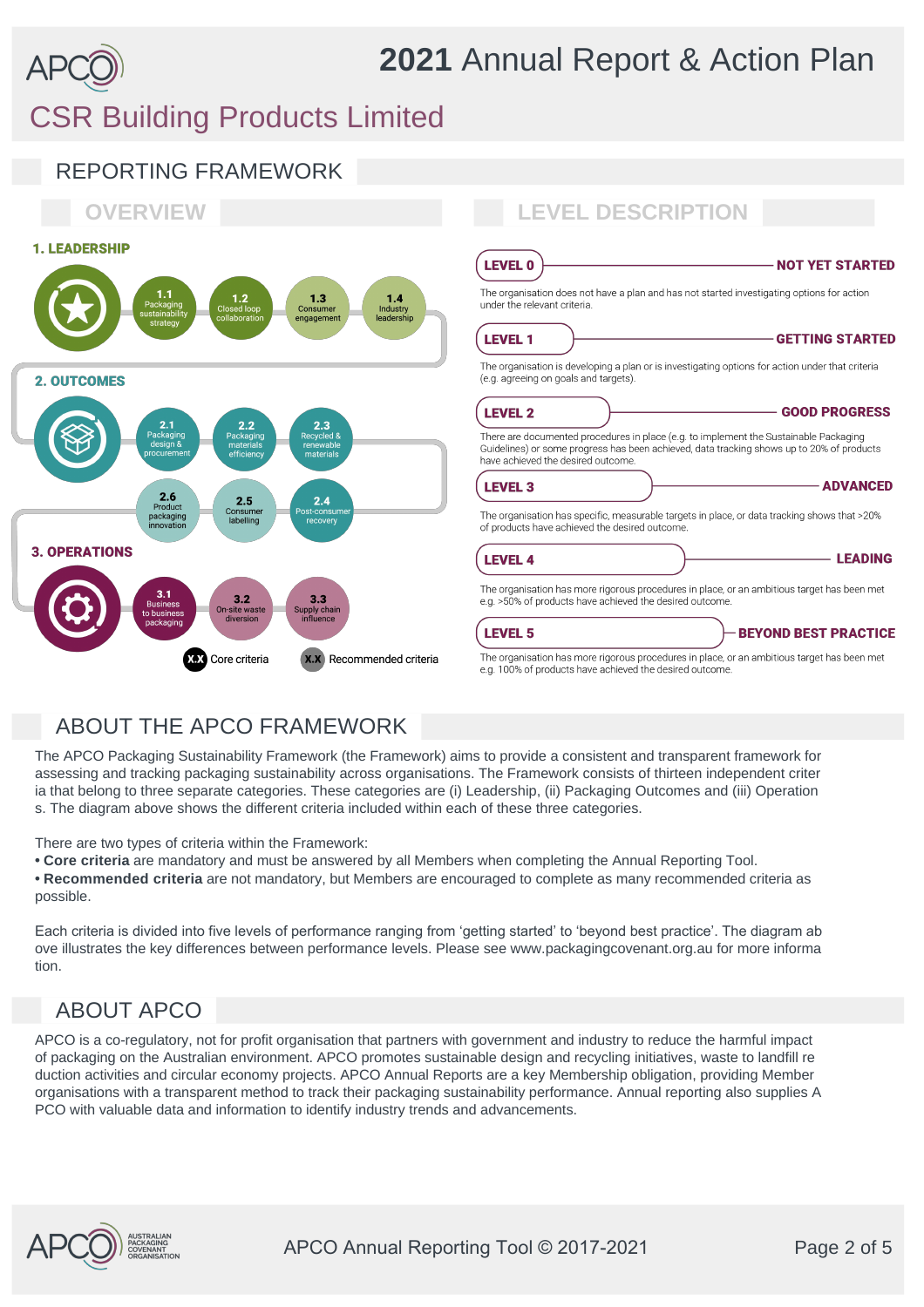# 2021 Annual Report & Action Plan

## CSR Building Products Limited

## REPORTING FRAMEWORK

### OVERVIEW

**1. LEADERSHIP**

- 1.1 Packaging sustainability strategy
- 1.2 Closed loop collaboration
- 1.3 Consumer engagement
- 1.4 Industry leadership

**2. OUTCOMES**

- 2.1 Packaging design & procurement
- 2.2 Packaging materials efficiency
- 2.3 Recycled & renewable materials
- 2.4 Post-consumer recovery
- 2.5 Consumer labelling
- 2.6 Product packaging innovation

**3. OPERATIONS**

- 3.1 Business to business packaging
- 3.2 On-site waste diversion
- 3.3 Supply chain influence

X.X Core criteria    X.X Recommended criteria

### LEVEL DESCRIPTION

**LEVEL 0 — NOT YET STARTED**

The organisation does not have a plan and has not started investigating options for action under the relevant criteria.

**LEVEL 1 — GETTING STARTED**

The organisation is developing a plan or is investigating options for action under that criteria (e.g. agreeing on goals and targets).

**LEVEL 2 — GOOD PROGRESS**

There are documented procedures in place (e.g. to implement the Sustainable Packaging Guidelines) or some progress has been achieved, data tracking shows up to 20% of products have achieved the desired outcome.

**LEVEL 3 — ADVANCED**

The organisation has specific, measurable targets in place, or data tracking shows that >20% of products have achieved the desired outcome.

**LEVEL 4 — LEADING**

The organisation has more rigorous procedures in place, or an ambitious target has been met e.g. >50% of products have achieved the desired outcome.

**LEVEL 5 — BEYOND BEST PRACTICE**

The organisation has more rigorous procedures in place, or an ambitious target has been met e.g. 100% of products have achieved the desired outcome.

## ABOUT THE APCO FRAMEWORK

The APCO Packaging Sustainability Framework (the Framework) aims to provide a consistent and transparent framework for assessing and tracking packaging sustainability across organisations. The Framework consists of thirteen independent criteria that belong to three separate categories. These categories are (i) Leadership, (ii) Packaging Outcomes and (iii) Operations. The diagram above shows the different criteria included within each of these three categories.

There are two types of criteria within the Framework:
- **Core criteria** are mandatory and must be answered by all Members when completing the Annual Reporting Tool.
- **Recommended criteria** are not mandatory, but Members are encouraged to complete as many recommended criteria as possible.

Each criteria is divided into five levels of performance ranging from 'getting started' to 'beyond best practice'. The diagram above illustrates the key differences between performance levels. Please see www.packagingcovenant.org.au for more information.

## ABOUT APCO

APCO is a co-regulatory, not for profit organisation that partners with government and industry to reduce the harmful impact of packaging on the Australian environment. APCO promotes sustainable design and recycling initiatives, waste to landfill reduction activities and circular economy projects. APCO Annual Reports are a key Membership obligation, providing Member organisations with a transparent method to track their packaging sustainability performance. Annual reporting also supplies APCO with valuable data and information to identify industry trends and advancements.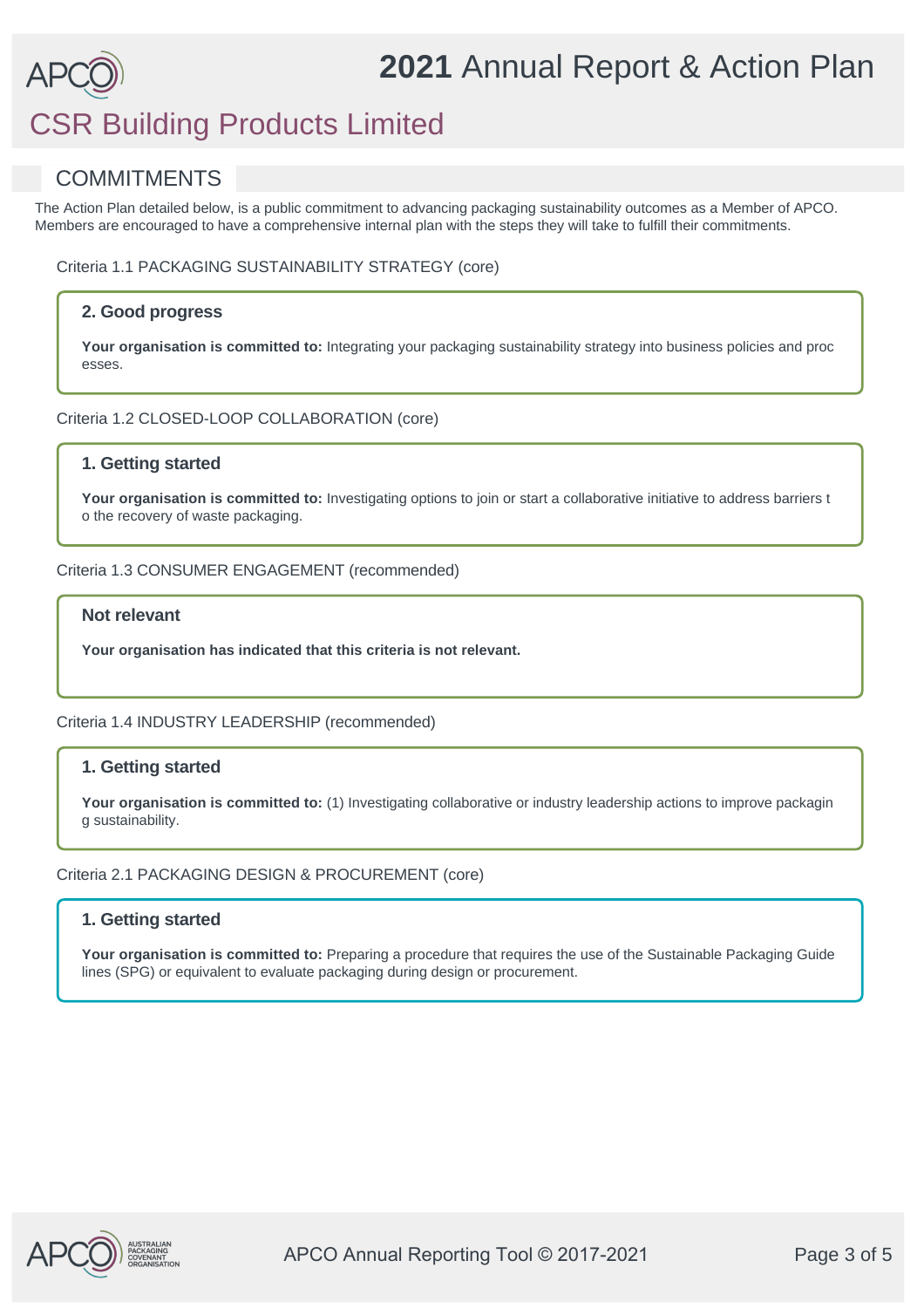# CSR Building Products Limited

## COMMITMENTS

The Action Plan detailed below, is a public commitment to advancing packaging sustainability outcomes as a Member of APCO. Members are encouraged to have a comprehensive internal plan with the steps they will take to fulfill their commitments.

### Criteria 1.1 PACKAGING SUSTAINABILITY STRATEGY (core)

**2. Good progress**

**Your organisation is committed to:** Integrating your packaging sustainability strategy into business policies and processes.

### Criteria 1.2 CLOSED-LOOP COLLABORATION (core)

**1. Getting started**

**Your organisation is committed to:** Investigating options to join or start a collaborative initiative to address barriers to the recovery of waste packaging.

### Criteria 1.3 CONSUMER ENGAGEMENT (recommended)

**Not relevant**

**Your organisation has indicated that this criteria is not relevant.**

### Criteria 1.4 INDUSTRY LEADERSHIP (recommended)

**1. Getting started**

**Your organisation is committed to:** (1) Investigating collaborative or industry leadership actions to improve packaging sustainability.

### Criteria 2.1 PACKAGING DESIGN & PROCUREMENT (core)

**1. Getting started**

**Your organisation is committed to:** Preparing a procedure that requires the use of the Sustainable Packaging Guidelines (SPG) or equivalent to evaluate packaging during design or procurement.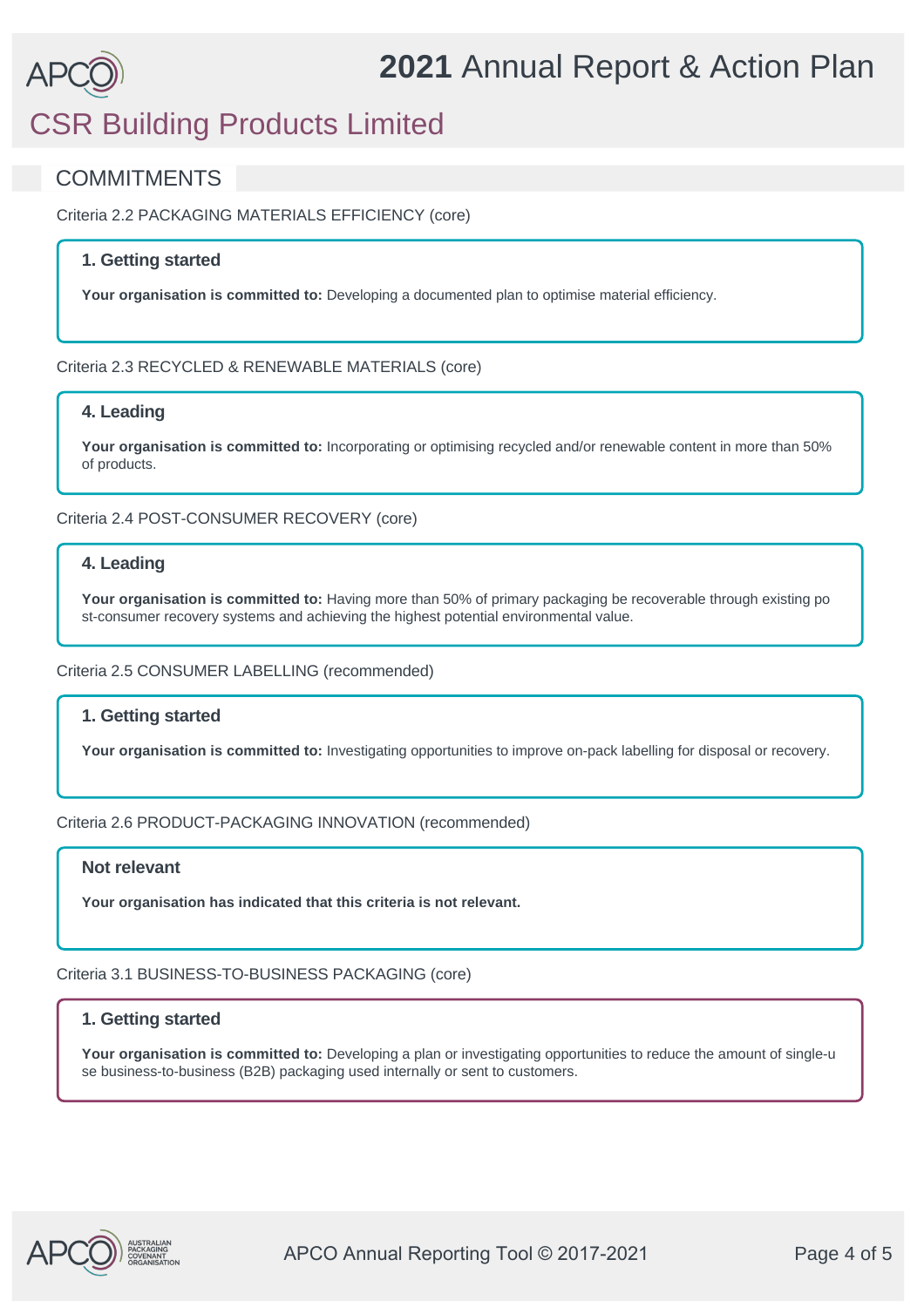# 2021 Annual Report & Action Plan

## CSR Building Products Limited

## COMMITMENTS

Criteria 2.2 PACKAGING MATERIALS EFFICIENCY (core)

### 1. Getting started

**Your organisation is committed to:** Developing a documented plan to optimise material efficiency.

Criteria 2.3 RECYCLED & RENEWABLE MATERIALS (core)

### 4. Leading

**Your organisation is committed to:** Incorporating or optimising recycled and/or renewable content in more than 50% of products.

Criteria 2.4 POST-CONSUMER RECOVERY (core)

### 4. Leading

**Your organisation is committed to:** Having more than 50% of primary packaging be recoverable through existing post-consumer recovery systems and achieving the highest potential environmental value.

Criteria 2.5 CONSUMER LABELLING (recommended)

### 1. Getting started

**Your organisation is committed to:** Investigating opportunities to improve on-pack labelling for disposal or recovery.

Criteria 2.6 PRODUCT-PACKAGING INNOVATION (recommended)

### Not relevant

**Your organisation has indicated that this criteria is not relevant.**

Criteria 3.1 BUSINESS-TO-BUSINESS PACKAGING (core)

### 1. Getting started

**Your organisation is committed to:** Developing a plan or investigating opportunities to reduce the amount of single-use business-to-business (B2B) packaging used internally or sent to customers.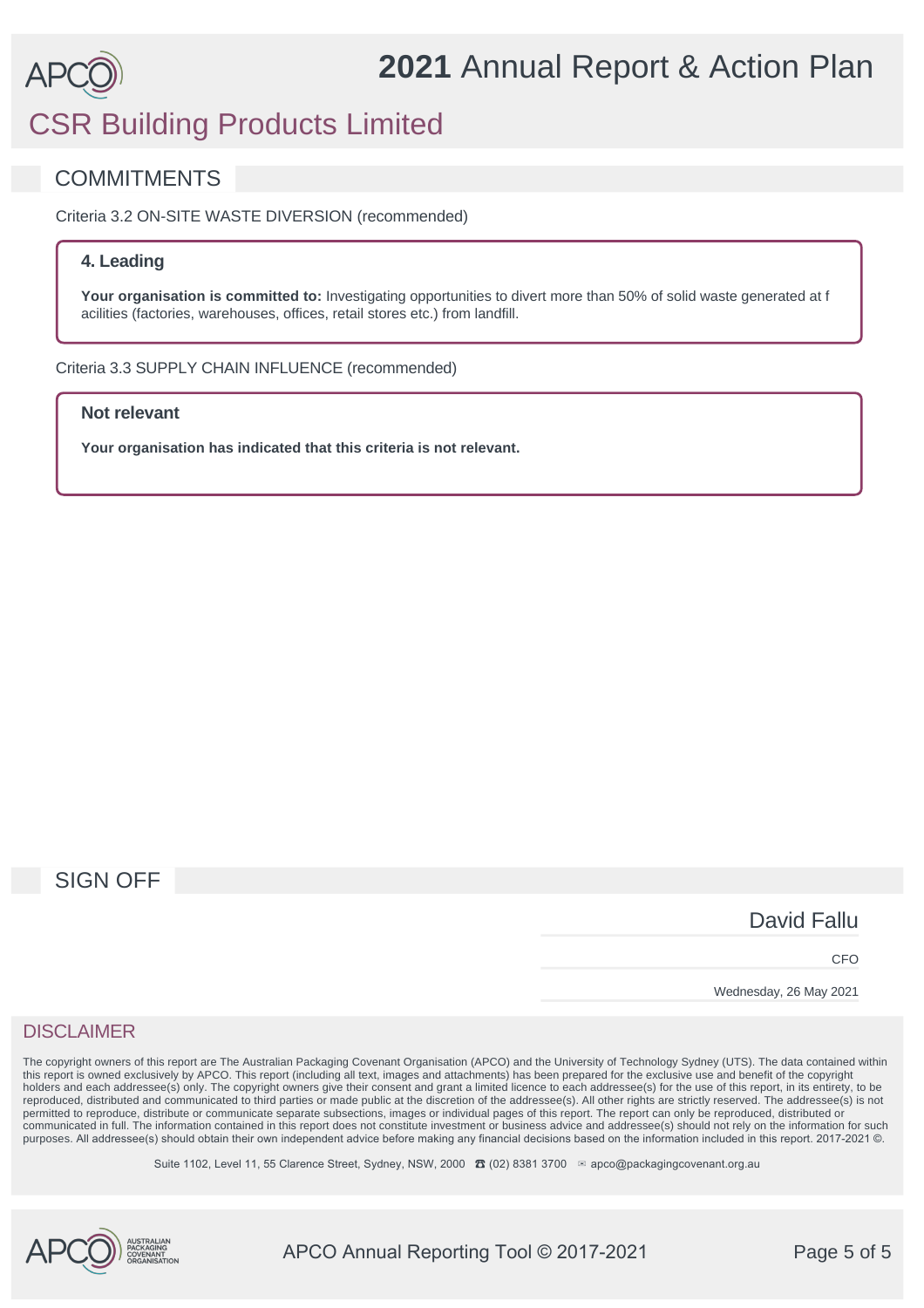# 2021 Annual Report & Action Plan

## CSR Building Products Limited

## COMMITMENTS

Criteria 3.2 ON-SITE WASTE DIVERSION (recommended)

**4. Leading**

**Your organisation is committed to:** Investigating opportunities to divert more than 50% of solid waste generated at f acilities (factories, warehouses, offices, retail stores etc.) from landfill.

Criteria 3.3 SUPPLY CHAIN INFLUENCE (recommended)

**Not relevant**

**Your organisation has indicated that this criteria is not relevant.**

## SIGN OFF

David Fallu

CFO

Wednesday, 26 May 2021

## DISCLAIMER

The copyright owners of this report are The Australian Packaging Covenant Organisation (APCO) and the University of Technology Sydney (UTS). The data contained within this report is owned exclusively by APCO. This report (including all text, images and attachments) has been prepared for the exclusive use and benefit of the copyright holders and each addressee(s) only. The copyright owners give their consent and grant a limited licence to each addressee(s) for the use of this report, in its entirety, to be reproduced, distributed and communicated to third parties or made public at the discretion of the addressee(s). All other rights are strictly reserved. The addressee(s) is not permitted to reproduce, distribute or communicate separate subsections, images or individual pages of this report. The report can only be reproduced, distributed or communicated in full. The information contained in this report does not constitute investment or business advice and addressee(s) should not rely on the information for such purposes. All addressee(s) should obtain their own independent advice before making any financial decisions based on the information included in this report. 2017-2021 ©.

Suite 1102, Level 11, 55 Clarence Street, Sydney, NSW, 2000 ☎ (02) 8381 3700 ✉ apco@packagingcovenant.org.au

APCO Annual Reporting Tool © 2017-2021